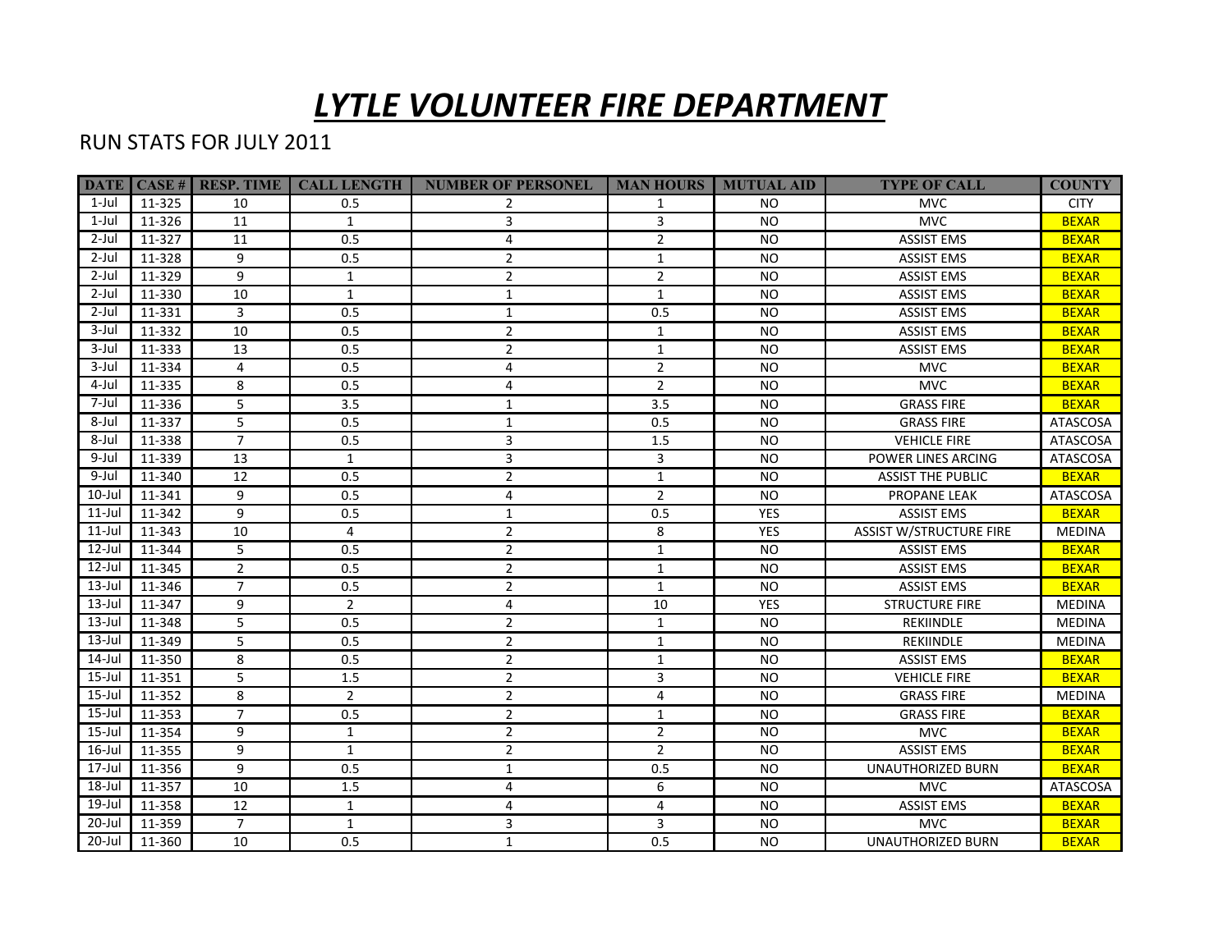# *LYTLE VOLUNTEER FIRE DEPARTMENT*

RUN STATS FOR JULY 2011

| DATE | CASE # | RESP. TIME | CALL LENGTH | NUMBER OF PERSONEL | MAN HOURS | MUTUAL AID | TYPE OF CALL | COUNTY |
|---|---|---|---|---|---|---|---|---|
| 1-Jul | 11-325 | 10 | 0.5 | 2 | 1 | NO | MVC | CITY |
| 1-Jul | 11-326 | 11 | 1 | 3 | 3 | NO | MVC | BEXAR |
| 2-Jul | 11-327 | 11 | 0.5 | 4 | 2 | NO | ASSIST EMS | BEXAR |
| 2-Jul | 11-328 | 9 | 0.5 | 2 | 1 | NO | ASSIST EMS | BEXAR |
| 2-Jul | 11-329 | 9 | 1 | 2 | 2 | NO | ASSIST EMS | BEXAR |
| 2-Jul | 11-330 | 10 | 1 | 1 | 1 | NO | ASSIST EMS | BEXAR |
| 2-Jul | 11-331 | 3 | 0.5 | 1 | 0.5 | NO | ASSIST EMS | BEXAR |
| 3-Jul | 11-332 | 10 | 0.5 | 2 | 1 | NO | ASSIST EMS | BEXAR |
| 3-Jul | 11-333 | 13 | 0.5 | 2 | 1 | NO | ASSIST EMS | BEXAR |
| 3-Jul | 11-334 | 4 | 0.5 | 4 | 2 | NO | MVC | BEXAR |
| 4-Jul | 11-335 | 8 | 0.5 | 4 | 2 | NO | MVC | BEXAR |
| 7-Jul | 11-336 | 5 | 3.5 | 1 | 3.5 | NO | GRASS FIRE | BEXAR |
| 8-Jul | 11-337 | 5 | 0.5 | 1 | 0.5 | NO | GRASS FIRE | ATASCOSA |
| 8-Jul | 11-338 | 7 | 0.5 | 3 | 1.5 | NO | VEHICLE FIRE | ATASCOSA |
| 9-Jul | 11-339 | 13 | 1 | 3 | 3 | NO | POWER LINES ARCING | ATASCOSA |
| 9-Jul | 11-340 | 12 | 0.5 | 2 | 1 | NO | ASSIST THE PUBLIC | BEXAR |
| 10-Jul | 11-341 | 9 | 0.5 | 4 | 2 | NO | PROPANE LEAK | ATASCOSA |
| 11-Jul | 11-342 | 9 | 0.5 | 1 | 0.5 | YES | ASSIST EMS | BEXAR |
| 11-Jul | 11-343 | 10 | 4 | 2 | 8 | YES | ASSIST W/STRUCTURE FIRE | MEDINA |
| 12-Jul | 11-344 | 5 | 0.5 | 2 | 1 | NO | ASSIST EMS | BEXAR |
| 12-Jul | 11-345 | 2 | 0.5 | 2 | 1 | NO | ASSIST EMS | BEXAR |
| 13-Jul | 11-346 | 7 | 0.5 | 2 | 1 | NO | ASSIST EMS | BEXAR |
| 13-Jul | 11-347 | 9 | 2 | 4 | 10 | YES | STRUCTURE FIRE | MEDINA |
| 13-Jul | 11-348 | 5 | 0.5 | 2 | 1 | NO | REKIINDLE | MEDINA |
| 13-Jul | 11-349 | 5 | 0.5 | 2 | 1 | NO | REKIINDLE | MEDINA |
| 14-Jul | 11-350 | 8 | 0.5 | 2 | 1 | NO | ASSIST EMS | BEXAR |
| 15-Jul | 11-351 | 5 | 1.5 | 2 | 3 | NO | VEHICLE FIRE | BEXAR |
| 15-Jul | 11-352 | 8 | 2 | 2 | 4 | NO | GRASS FIRE | MEDINA |
| 15-Jul | 11-353 | 7 | 0.5 | 2 | 1 | NO | GRASS FIRE | BEXAR |
| 15-Jul | 11-354 | 9 | 1 | 2 | 2 | NO | MVC | BEXAR |
| 16-Jul | 11-355 | 9 | 1 | 2 | 2 | NO | ASSIST EMS | BEXAR |
| 17-Jul | 11-356 | 9 | 0.5 | 1 | 0.5 | NO | UNAUTHORIZED BURN | BEXAR |
| 18-Jul | 11-357 | 10 | 1.5 | 4 | 6 | NO | MVC | ATASCOSA |
| 19-Jul | 11-358 | 12 | 1 | 4 | 4 | NO | ASSIST EMS | BEXAR |
| 20-Jul | 11-359 | 7 | 1 | 3 | 3 | NO | MVC | BEXAR |
| 20-Jul | 11-360 | 10 | 0.5 | 1 | 0.5 | NO | UNAUTHORIZED BURN | BEXAR |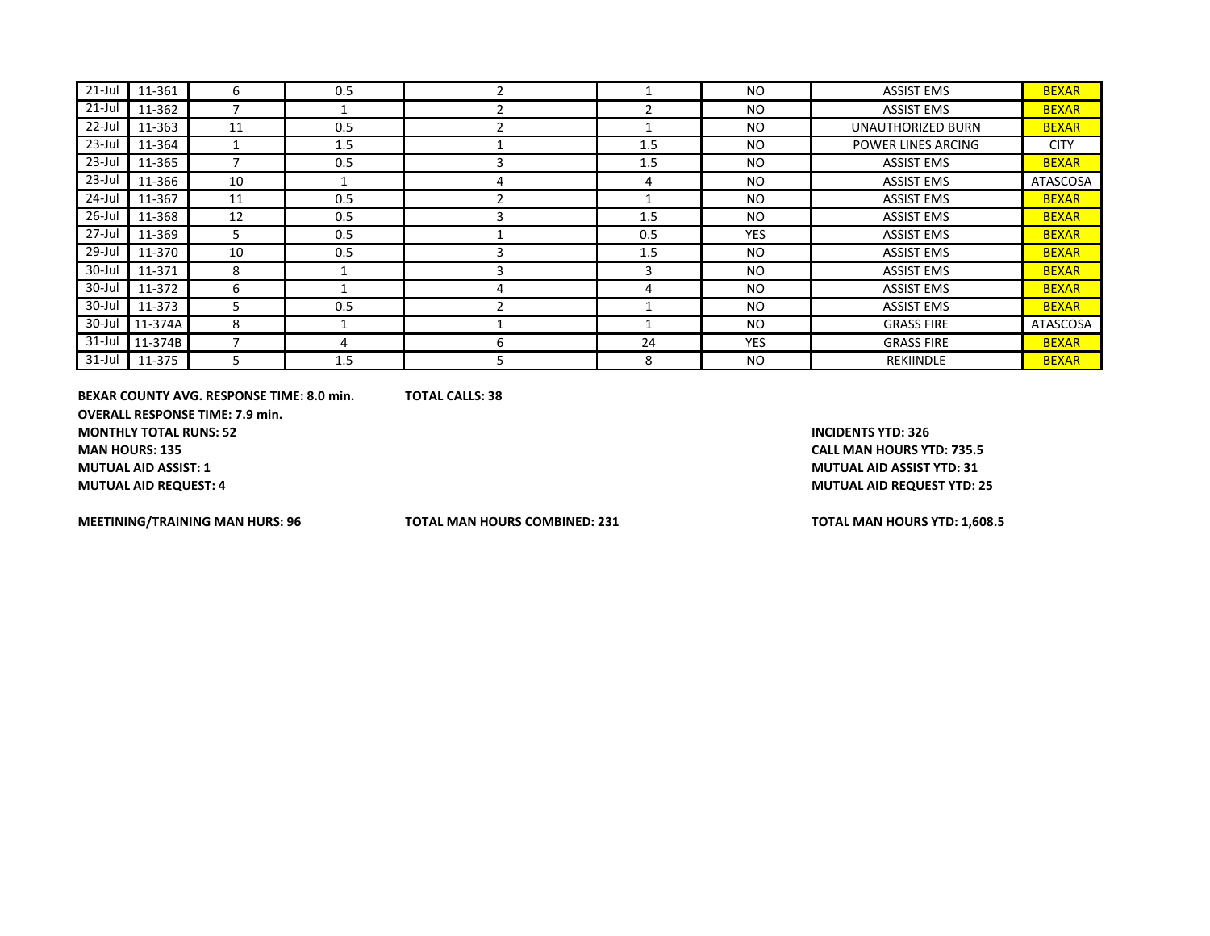| | | | | | | | | |
|---|---|---|---|---|---|---|---|---|
| 21-Jul | 11-361 | 6 | 0.5 | 2 | 1 | NO | ASSIST EMS | BEXAR |
| 21-Jul | 11-362 | 7 | 1 | 2 | 2 | NO | ASSIST EMS | BEXAR |
| 22-Jul | 11-363 | 11 | 0.5 | 2 | 1 | NO | UNAUTHORIZED BURN | BEXAR |
| 23-Jul | 11-364 | 1 | 1.5 | 1 | 1.5 | NO | POWER LINES ARCING | CITY |
| 23-Jul | 11-365 | 7 | 0.5 | 3 | 1.5 | NO | ASSIST EMS | BEXAR |
| 23-Jul | 11-366 | 10 | 1 | 4 | 4 | NO | ASSIST EMS | ATASCOSA |
| 24-Jul | 11-367 | 11 | 0.5 | 2 | 1 | NO | ASSIST EMS | BEXAR |
| 26-Jul | 11-368 | 12 | 0.5 | 3 | 1.5 | NO | ASSIST EMS | BEXAR |
| 27-Jul | 11-369 | 5 | 0.5 | 1 | 0.5 | YES | ASSIST EMS | BEXAR |
| 29-Jul | 11-370 | 10 | 0.5 | 3 | 1.5 | NO | ASSIST EMS | BEXAR |
| 30-Jul | 11-371 | 8 | 1 | 3 | 3 | NO | ASSIST EMS | BEXAR |
| 30-Jul | 11-372 | 6 | 1 | 4 | 4 | NO | ASSIST EMS | BEXAR |
| 30-Jul | 11-373 | 5 | 0.5 | 2 | 1 | NO | ASSIST EMS | BEXAR |
| 30-Jul | 11-374A | 8 | 1 | 1 | 1 | NO | GRASS FIRE | ATASCOSA |
| 31-Jul | 11-374B | 7 | 4 | 6 | 24 | YES | GRASS FIRE | BEXAR |
| 31-Jul | 11-375 | 5 | 1.5 | 5 | 8 | NO | REKIINDLE | BEXAR |

**BEXAR COUNTY AVG. RESPONSE TIME: 8.0 min.**

**TOTAL CALLS: 38**

**OVERALL RESPONSE TIME: 7.9 min.**

**MONTHLY TOTAL RUNS: 52**

**MAN HOURS: 135**

**MUTUAL AID ASSIST: 1**

**MUTUAL AID REQUEST: 4**

**INCIDENTS YTD: 326**

**CALL MAN HOURS YTD: 735.5**

**MUTUAL AID ASSIST YTD: 31**

**MUTUAL AID REQUEST YTD: 25**

**MEETINING/TRAINING MAN HURS: 96**

**TOTAL MAN HOURS COMBINED: 231**

**TOTAL MAN HOURS YTD: 1,608.5**